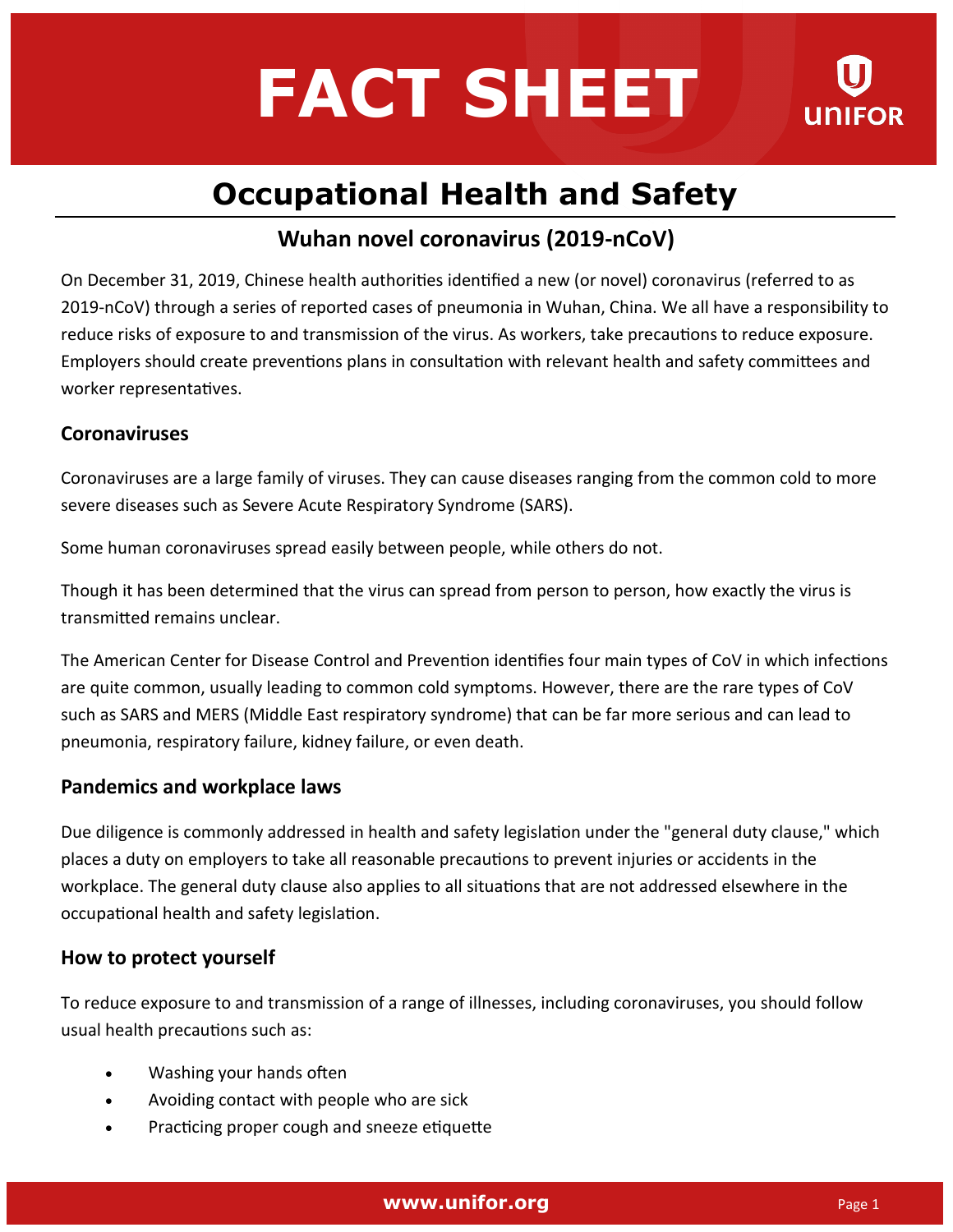# FACT SHEET

## Occupational Health and Safety

### Wuhan novel coronavirus (2019-nCoV)

On December 31, 2019, Chinese health authorities identified a new (or novel) coronavirus (referred to as 2019-nCoV) through a series of reported cases of pneumonia in Wuhan, China. We all have a responsibility to reduce risks of exposure to and transmission of the virus. As workers, take precautions to reduce exposure. Employers should create preventions plans in consultation with relevant health and safety committees and worker representatives.

### Coronaviruses

Coronaviruses are a large family of viruses. They can cause diseases ranging from the common cold to more severe diseases such as Severe Acute Respiratory Syndrome (SARS).

Some human coronaviruses spread easily between people, while others do not.

Though it has been determined that the virus can spread from person to person, how exactly the virus is transmitted remains unclear.

The American Center for Disease Control and Prevention identifies four main types of CoV in which infections are quite common, usually leading to common cold symptoms. However, there are the rare types of CoV such as SARS and MERS (Middle East respiratory syndrome) that can be far more serious and can lead to pneumonia, respiratory failure, kidney failure, or even death.

### Pandemics and workplace laws

Due diligence is commonly addressed in health and safety legislation under the "general duty clause," which places a duty on employers to take all reasonable precautions to prevent injuries or accidents in the workplace. The general duty clause also applies to all situations that are not addressed elsewhere in the occupational health and safety legislation.

### How to protect yourself

To reduce exposure to and transmission of a range of illnesses, including coronaviruses, you should follow usual health precautions such as:

- Washing your hands often
- Avoiding contact with people who are sick
- Practicing proper cough and sneeze etiquette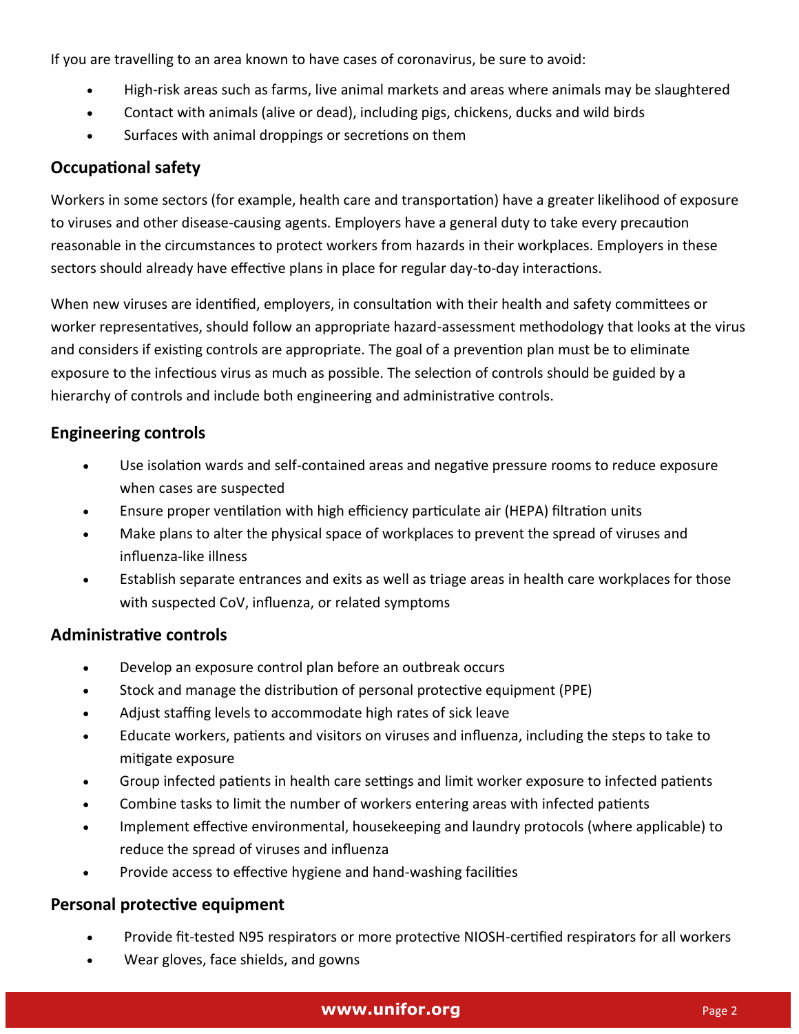If you are travelling to an area known to have cases of coronavirus, be sure to avoid:

- High-risk areas such as farms, live animal markets and areas where animals may be slaughtered
- Contact with animals (alive or dead), including pigs, chickens, ducks and wild birds
- Surfaces with animal droppings or secretions on them

## Occupational safety

Workers in some sectors (for example, health care and transportation) have a greater likelihood of exposure to viruses and other disease-causing agents. Employers have a general duty to take every precaution reasonable in the circumstances to protect workers from hazards in their workplaces. Employers in these sectors should already have effective plans in place for regular day-to-day interactions.

When new viruses are identified, employers, in consultation with their health and safety committees or worker representatives, should follow an appropriate hazard-assessment methodology that looks at the virus and considers if existing controls are appropriate. The goal of a prevention plan must be to eliminate exposure to the infectious virus as much as possible. The selection of controls should be guided by a hierarchy of controls and include both engineering and administrative controls.

## Engineering controls

- Use isolation wards and self-contained areas and negative pressure rooms to reduce exposure when cases are suspected
- Ensure proper ventilation with high efficiency particulate air (HEPA) filtration units
- Make plans to alter the physical space of workplaces to prevent the spread of viruses and influenza-like illness
- Establish separate entrances and exits as well as triage areas in health care workplaces for those with suspected CoV, influenza, or related symptoms

## Administrative controls

- Develop an exposure control plan before an outbreak occurs
- Stock and manage the distribution of personal protective equipment (PPE)
- Adjust staffing levels to accommodate high rates of sick leave
- Educate workers, patients and visitors on viruses and influenza, including the steps to take to mitigate exposure
- Group infected patients in health care settings and limit worker exposure to infected patients
- Combine tasks to limit the number of workers entering areas with infected patients
- Implement effective environmental, housekeeping and laundry protocols (where applicable) to reduce the spread of viruses and influenza
- Provide access to effective hygiene and hand-washing facilities

## Personal protective equipment

- Provide fit-tested N95 respirators or more protective NIOSH-certified respirators for all workers
- Wear gloves, face shields, and gowns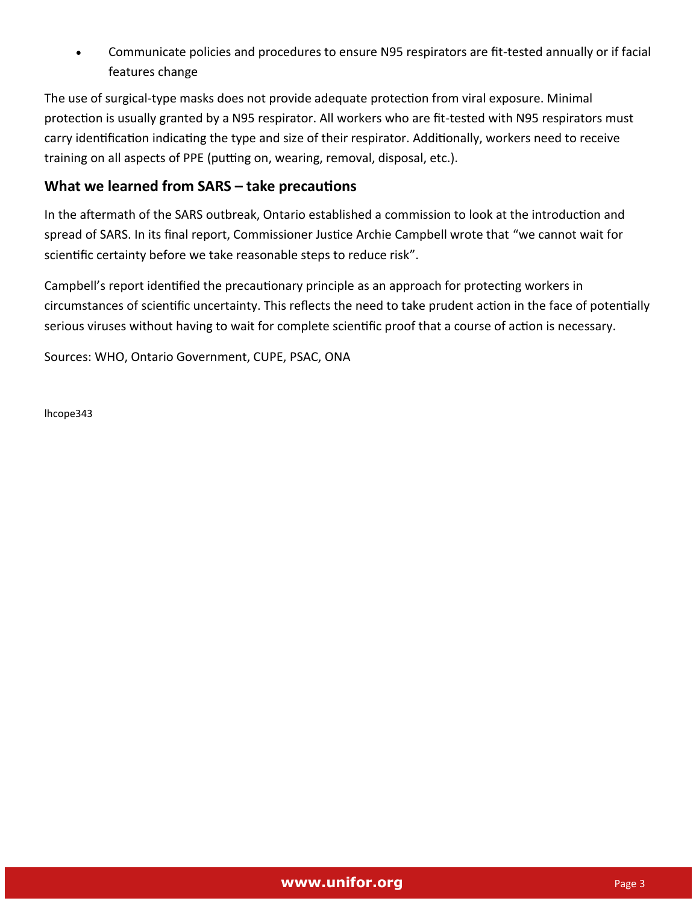- Communicate policies and procedures to ensure N95 respirators are fit-tested annually or if facial features change

The use of surgical-type masks does not provide adequate protection from viral exposure. Minimal protection is usually granted by a N95 respirator. All workers who are fit-tested with N95 respirators must carry identification indicating the type and size of their respirator. Additionally, workers need to receive training on all aspects of PPE (putting on, wearing, removal, disposal, etc.).

## What we learned from SARS – take precautions

In the aftermath of the SARS outbreak, Ontario established a commission to look at the introduction and spread of SARS. In its final report, Commissioner Justice Archie Campbell wrote that "we cannot wait for scientific certainty before we take reasonable steps to reduce risk".

Campbell's report identified the precautionary principle as an approach for protecting workers in circumstances of scientific uncertainty. This reflects the need to take prudent action in the face of potentially serious viruses without having to wait for complete scientific proof that a course of action is necessary.

Sources: WHO, Ontario Government, CUPE, PSAC, ONA

lhcope343